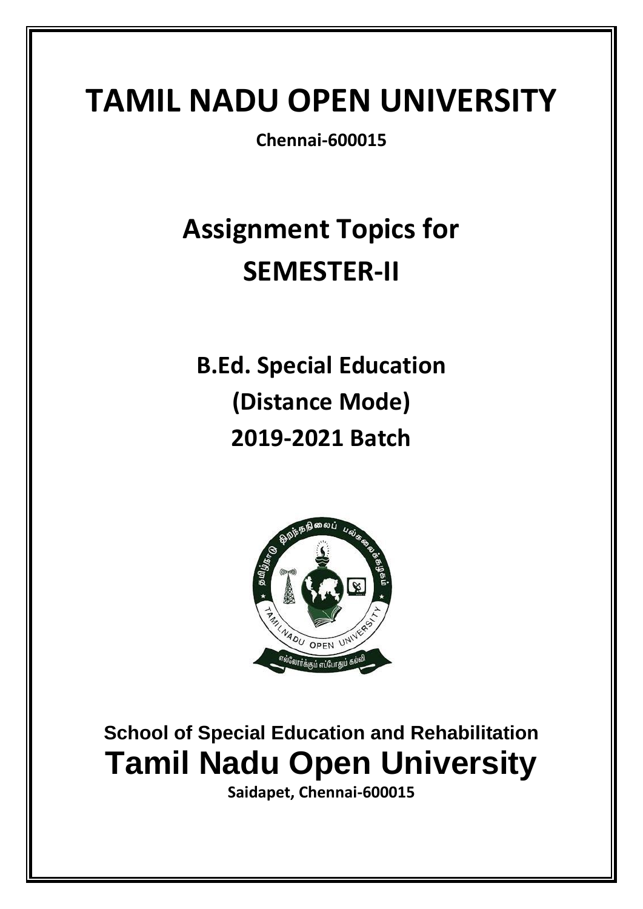# TAMIL NADU OPEN UNIVERSITY

**Chennai-600015**

# Assignment Topics for SEMESTER-II

## B.Ed. Special Education
## (Distance Mode)
## 2019-2021 Batch

**School of Special Education and Rehabilitation**

# Tamil Nadu Open University

**Saidapet, Chennai-600015**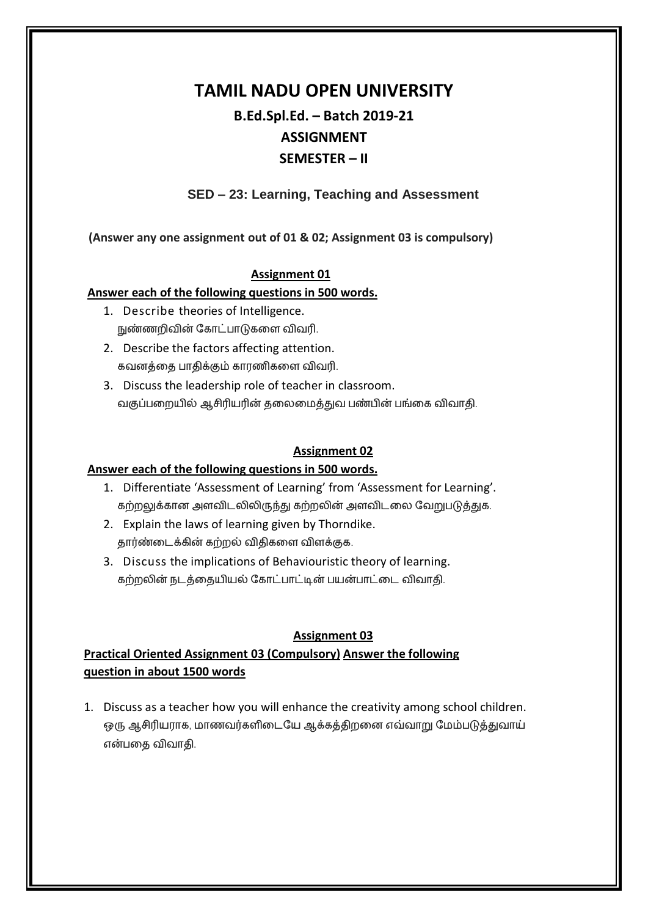# TAMIL NADU OPEN UNIVERSITY

## B.Ed.Spl.Ed. – Batch 2019-21

## ASSIGNMENT

## SEMESTER – II

### SED – 23: Learning, Teaching and Assessment

**(Answer any one assignment out of 01 & 02; Assignment 03 is compulsory)**

### Assignment 01

**Answer each of the following questions in 500 words.**

1. Describe theories of Intelligence.
   நுண்ணறிவின் கோட்பாடுகளை விவரி.
2. Describe the factors affecting attention.
   கவனத்தை பாதிக்கும் காரணிகளை விவரி.
3. Discuss the leadership role of teacher in classroom.
   வகுப்பறையில் ஆசிரியரின் தலைமைத்துவ பண்பின் பங்கை விவாதி.

### Assignment 02

**Answer each of the following questions in 500 words.**

1. Differentiate 'Assessment of Learning' from 'Assessment for Learning'.
   கற்றலுக்கான அளவிடலிலிருந்து கற்றலின் அளவிடலை வேறுபடுத்துக.
2. Explain the laws of learning given by Thorndike.
   தார்ண்டைக்கின் கற்றல் விதிகளை விளக்குக.
3. Discuss the implications of Behaviouristic theory of learning.
   கற்றலின் நடத்தையியல் கோட்பாட்டின் பயன்பாட்டை விவாதி.

### Assignment 03

**Practical Oriented Assignment 03 (Compulsory) Answer the following question in about 1500 words**

1. Discuss as a teacher how you will enhance the creativity among school children.
   ஒரு ஆசிரியராக, மாணவர்களிடையே ஆக்கத்திறனை எவ்வாறு மேம்படுத்துவாய் என்பதை விவாதி.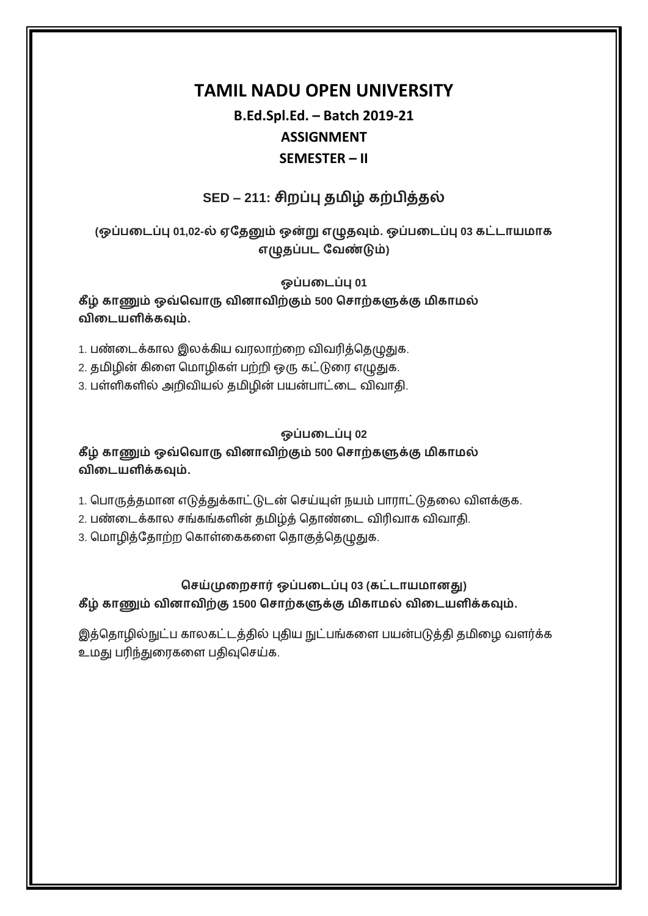# TAMIL NADU OPEN UNIVERSITY

## B.Ed.Spl.Ed. – Batch 2019-21

## ASSIGNMENT

## SEMESTER – II

### SED – 211: சிறப்பு தமிழ் கற்பித்தல்

**(ஒப்படைப்பு 01,02-ல் ஏதேனும் ஒன்று எழுதவும். ஒப்படைப்பு 03 கட்டாயமாக எழுதப்பட வேண்டும்)**

**ஒப்படைப்பு 01**

**கீழ் காணும் ஒவ்வொரு வினாவிற்கும் 500 சொற்களுக்கு மிகாமல் விடையளிக்கவும்.**

1. பண்டைக்கால இலக்கிய வரலாற்றை விவரித்தெழுதுக.
2. தமிழின் கிளை மொழிகள் பற்றி ஒரு கட்டுரை எழுதுக.
3. பள்ளிகளில் அறிவியல் தமிழின் பயன்பாட்டை விவாதி.

**ஒப்படைப்பு 02**

**கீழ் காணும் ஒவ்வொரு வினாவிற்கும் 500 சொற்களுக்கு மிகாமல் விடையளிக்கவும்.**

1. பொருத்தமான எடுத்துக்காட்டுடன் செய்யுள் நயம் பாராட்டுதலை விளக்குக.
2. பண்டைக்கால சங்கங்களின் தமிழ்த் தொண்டை விரிவாக விவாதி.
3. மொழித்தோற்ற கொள்கைகளை தொகுத்தெழுதுக.

**செய்முறைசார் ஒப்படைப்பு 03 (கட்டாயமானது)**

**கீழ் காணும் வினாவிற்கு 1500 சொற்களுக்கு மிகாமல் விடையளிக்கவும்.**

இத்தொழில்நுட்ப காலகட்டத்தில் புதிய நுட்பங்களை பயன்படுத்தி தமிழை வளர்க்க உமது பரிந்துரைகளை பதிவுசெய்க.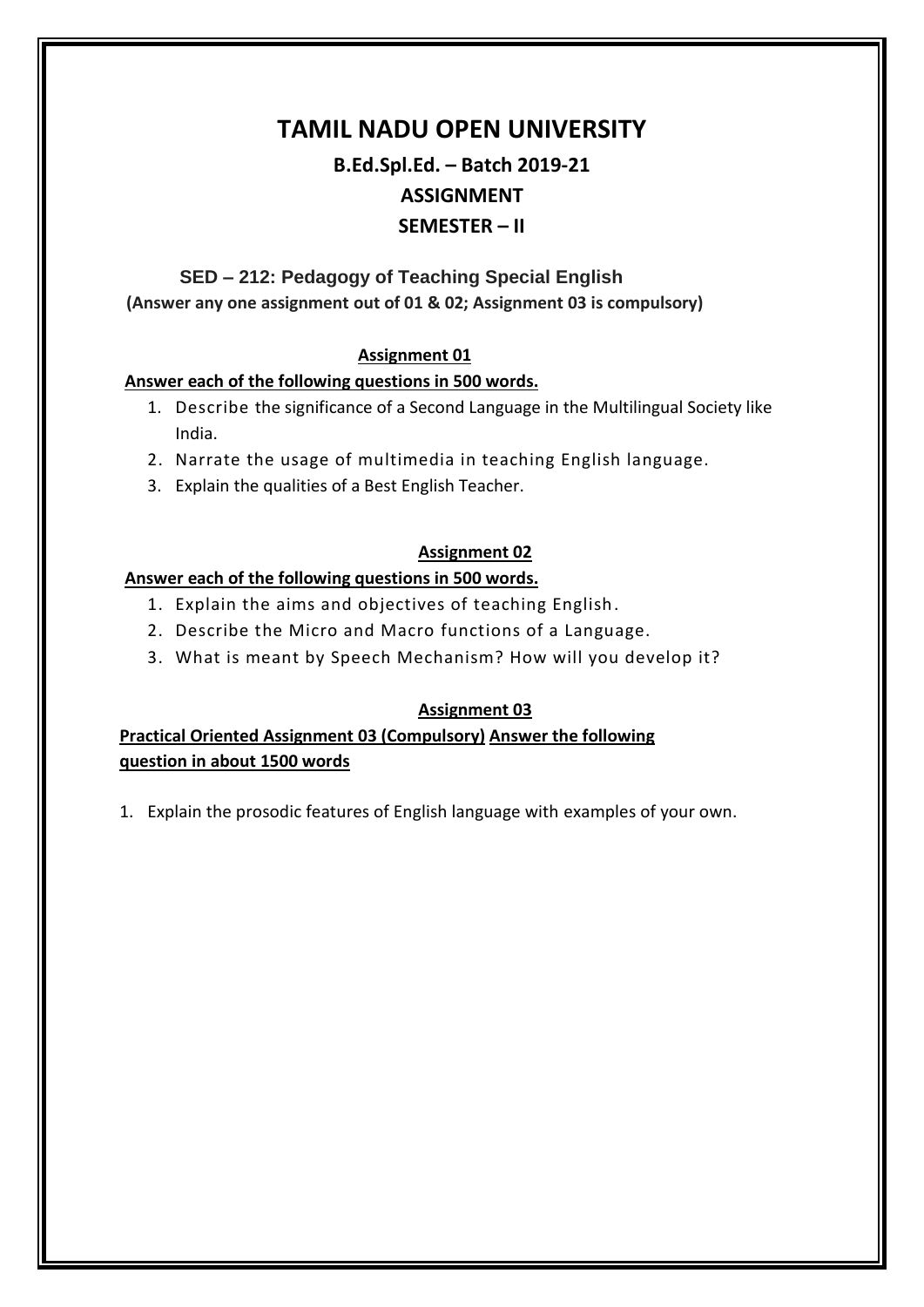# TAMIL NADU OPEN UNIVERSITY

## B.Ed.Spl.Ed. – Batch 2019-21

## ASSIGNMENT

## SEMESTER – II

**SED – 212: Pedagogy of Teaching Special English**

**(Answer any one assignment out of 01 & 02; Assignment 03 is compulsory)**

### Assignment 01

**Answer each of the following questions in 500 words.**

1. Describe the significance of a Second Language in the Multilingual Society like India.
2. Narrate the usage of multimedia in teaching English language.
3. Explain the qualities of a Best English Teacher.

### Assignment 02

**Answer each of the following questions in 500 words.**

1. Explain the aims and objectives of teaching English.
2. Describe the Micro and Macro functions of a Language.
3. What is meant by Speech Mechanism? How will you develop it?

### Assignment 03

**Practical Oriented Assignment 03 (Compulsory) Answer the following question in about 1500 words**

1. Explain the prosodic features of English language with examples of your own.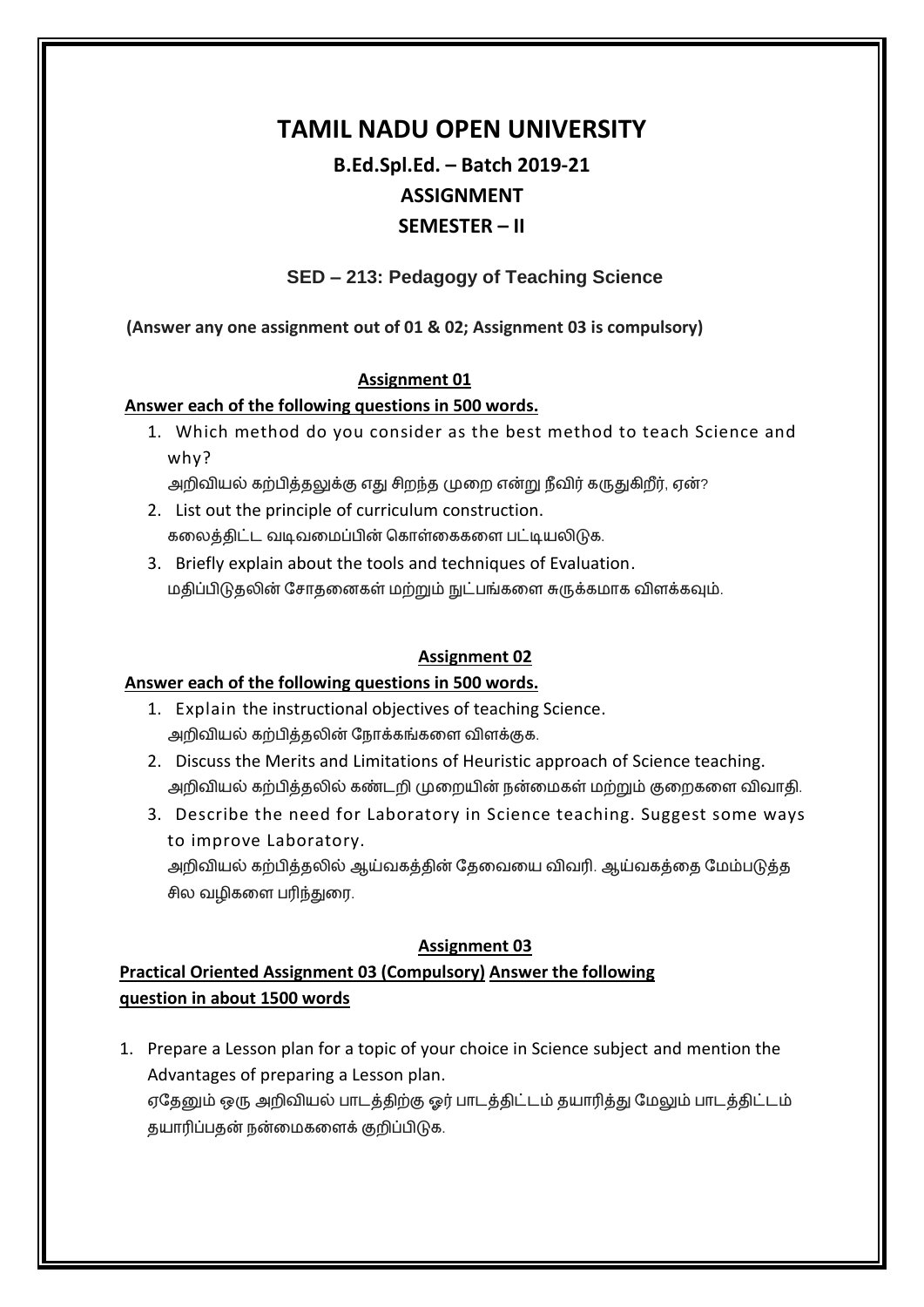# TAMIL NADU OPEN UNIVERSITY

## B.Ed.Spl.Ed. – Batch 2019-21

## ASSIGNMENT

## SEMESTER – II

### SED – 213: Pedagogy of Teaching Science

**(Answer any one assignment out of 01 & 02; Assignment 03 is compulsory)**

**Assignment 01**

**Answer each of the following questions in 500 words.**

1. Which method do you consider as the best method to teach Science and why?
   அறிவியல் கற்பித்தலுக்கு எது சிறந்த முறை என்று நீவிர் கருதுகிறீர், ஏன்?
2. List out the principle of curriculum construction.
   கலைத்திட்ட வடிவமைப்பின் கொள்கைகளை பட்டியலிடுக.
3. Briefly explain about the tools and techniques of Evaluation.
   மதிப்பிடுதலின் சோதனைகள் மற்றும் நுட்பங்களை சுருக்கமாக விளக்கவும்.

**Assignment 02**

**Answer each of the following questions in 500 words.**

1. Explain the instructional objectives of teaching Science.
   அறிவியல் கற்பித்தலின் நோக்கங்களை விளக்குக.
2. Discuss the Merits and Limitations of Heuristic approach of Science teaching.
   அறிவியல் கற்பித்தலில் கண்டறி முறையின் நன்மைகள் மற்றும் குறைகளை விவாதி.
3. Describe the need for Laboratory in Science teaching. Suggest some ways to improve Laboratory.
   அறிவியல் கற்பித்தலில் ஆய்வகத்தின் தேவையை விவரி. ஆய்வகத்தை மேம்படுத்த சில வழிகளை பரிந்துரை.

**Assignment 03**

**Practical Oriented Assignment 03 (Compulsory) Answer the following question in about 1500 words**

1. Prepare a Lesson plan for a topic of your choice in Science subject and mention the Advantages of preparing a Lesson plan.
   ஏதேனும் ஒரு அறிவியல் பாடத்திற்கு ஓர் பாடத்திட்டம் தயாரித்து மேலும் பாடத்திட்டம் தயாரிப்பதன் நன்மைகளைக் குறிப்பிடுக.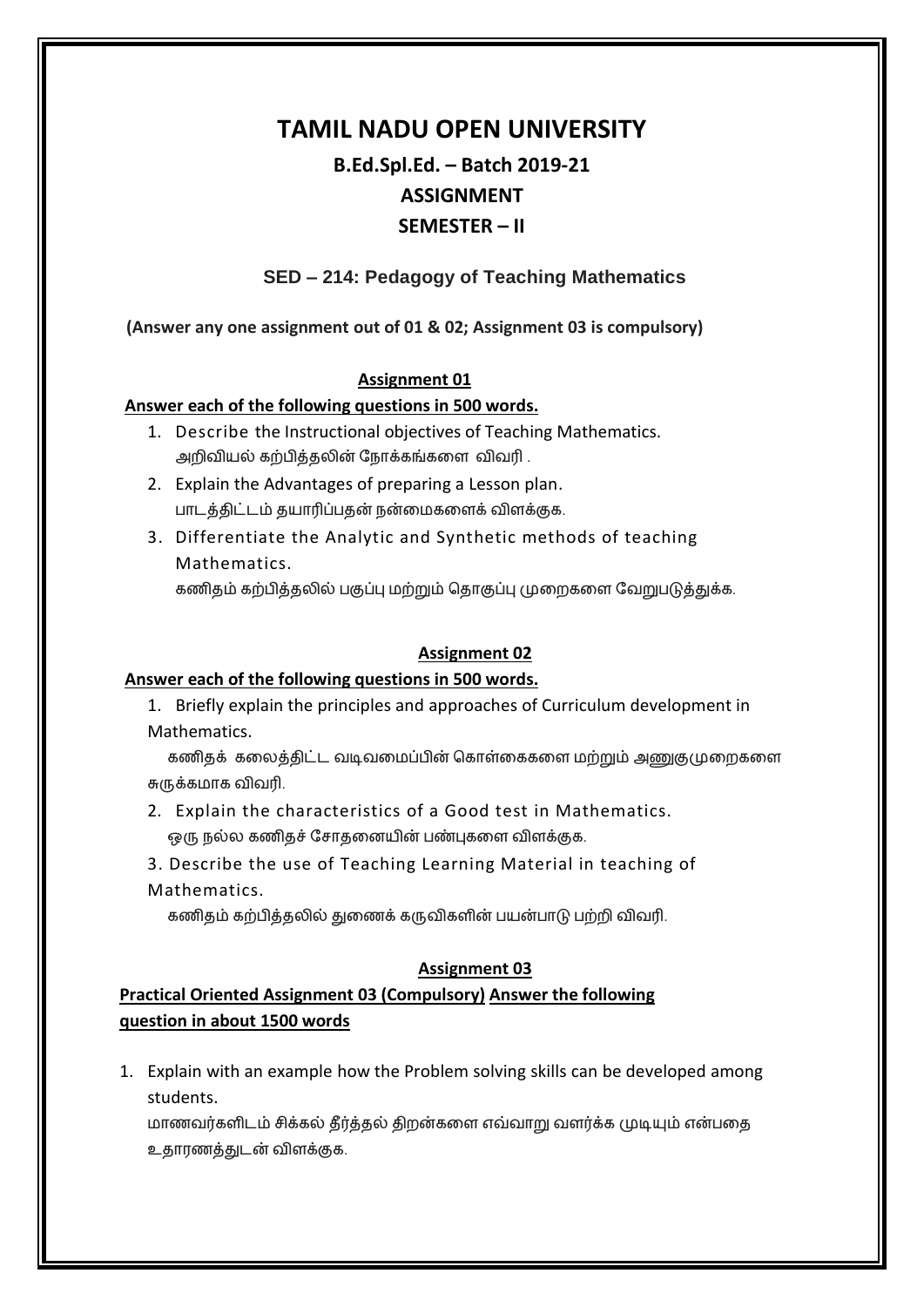# TAMIL NADU OPEN UNIVERSITY

## B.Ed.Spl.Ed. – Batch 2019-21

## ASSIGNMENT

## SEMESTER – II

### SED – 214: Pedagogy of Teaching Mathematics

**(Answer any one assignment out of 01 & 02; Assignment 03 is compulsory)**

### Assignment 01

**Answer each of the following questions in 500 words.**

1. Describe the Instructional objectives of Teaching Mathematics.
   அறிவியல் கற்பித்தலின் நோக்கங்களை விவரி .
2. Explain the Advantages of preparing a Lesson plan.
   பாடத்திட்டம் தயாரிப்பதன் நன்மைகளைக் விளக்குக.
3. Differentiate the Analytic and Synthetic methods of teaching Mathematics.
   கணிதம் கற்பித்தலில் பகுப்பு மற்றும் தொகுப்பு முறைகளை வேறுபடுத்துக்க.

### Assignment 02

**Answer each of the following questions in 500 words.**

1. Briefly explain the principles and approaches of Curriculum development in Mathematics.
   கணிதக் கலைத்திட்ட வடிவமைப்பின் கொள்கைகளை மற்றும் அணுகுமுறைகளை சுருக்கமாக விவரி.
2. Explain the characteristics of a Good test in Mathematics.
   ஒரு நல்ல கணிதச் சோதனையின் பண்புகளை விளக்குக.
3. Describe the use of Teaching Learning Material in teaching of Mathematics.
   கணிதம் கற்பித்தலில் துணைக் கருவிகளின் பயன்பாடு பற்றி விவரி.

### Assignment 03

**Practical Oriented Assignment 03 (Compulsory) Answer the following question in about 1500 words**

1. Explain with an example how the Problem solving skills can be developed among students.
   மாணவர்களிடம் சிக்கல் தீர்த்தல் திறன்களை எவ்வாறு வளர்க்க முடியும் என்பதை உதாரணத்துடன் விளக்குக.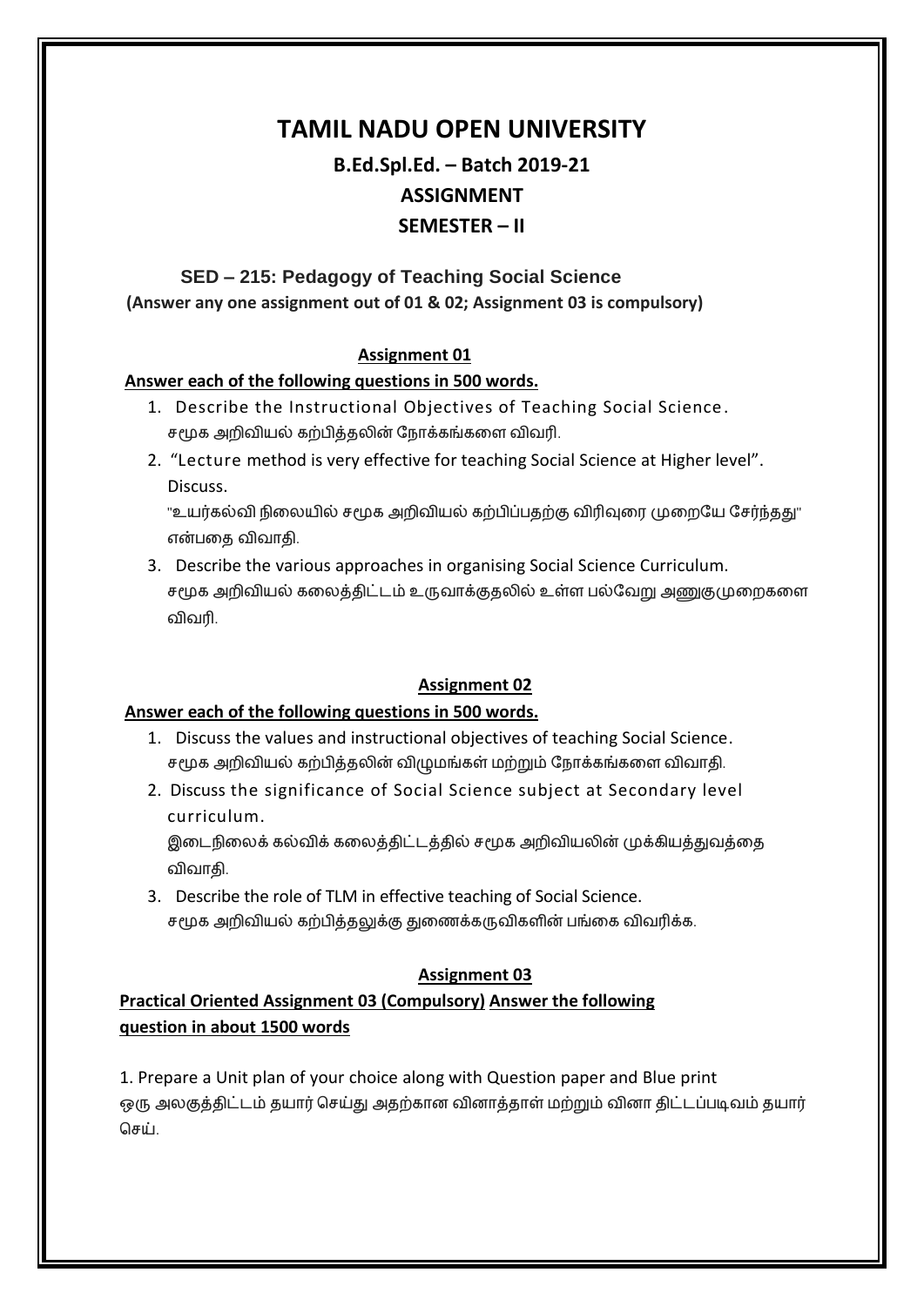# TAMIL NADU OPEN UNIVERSITY

## B.Ed.Spl.Ed. – Batch 2019-21

## ASSIGNMENT

## SEMESTER – II

### SED – 215: Pedagogy of Teaching Social Science

**(Answer any one assignment out of 01 & 02; Assignment 03 is compulsory)**

### Assignment 01

**Answer each of the following questions in 500 words.**

1. Describe the Instructional Objectives of Teaching Social Science.
   சமூக அறிவியல் கற்பித்தலின் நோக்கங்களை விவரி.
2. "Lecture method is very effective for teaching Social Science at Higher level". Discuss.
   "உயர்கல்வி நிலையில் சமூக அறிவியல் கற்பிப்பதற்கு விரிவுரை முறையே சேர்ந்தது" என்பதை விவாதி.
3. Describe the various approaches in organising Social Science Curriculum.
   சமூக அறிவியல் கலைத்திட்டம் உருவாக்குதலில் உள்ள பல்வேறு அணுகுமுறைகளை விவரி.

### Assignment 02

**Answer each of the following questions in 500 words.**

1. Discuss the values and instructional objectives of teaching Social Science.
   சமூக அறிவியல் கற்பித்தலின் விழுமங்கள் மற்றும் நோக்கங்களை விவாதி.
2. Discuss the significance of Social Science subject at Secondary level curriculum.
   இடைநிலைக் கல்விக் கலைத்திட்டத்தில் சமூக அறிவியலின் முக்கியத்துவத்தை விவாதி.
3. Describe the role of TLM in effective teaching of Social Science.
   சமூக அறிவியல் கற்பித்தலுக்கு துணைக்கருவிகளின் பங்கை விவரிக்க.

### Assignment 03

**Practical Oriented Assignment 03 (Compulsory) Answer the following question in about 1500 words**

1. Prepare a Unit plan of your choice along with Question paper and Blue print
ஒரு அலகுத்திட்டம் தயார் செய்து அதற்கான வினாத்தாள் மற்றும் வினா திட்டப்படிவம் தயார் செய்.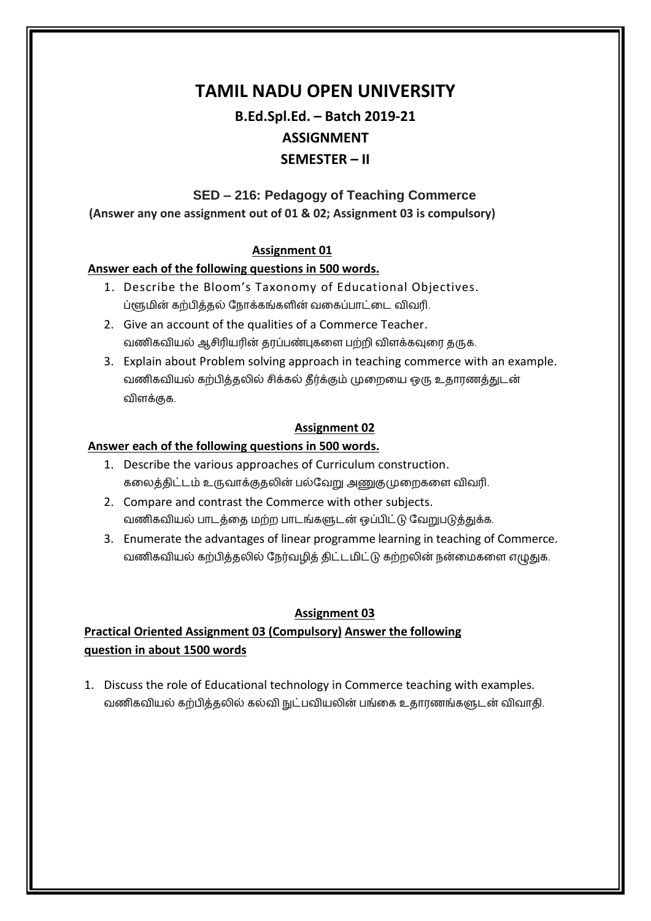# TAMIL NADU OPEN UNIVERSITY

## B.Ed.Spl.Ed. – Batch 2019-21

## ASSIGNMENT

## SEMESTER – II

### SED – 216: Pedagogy of Teaching Commerce

**(Answer any one assignment out of 01 & 02; Assignment 03 is compulsory)**

### Assignment 01

**Answer each of the following questions in 500 words.**

1. Describe the Bloom's Taxonomy of Educational Objectives.
   ப்ளூமின் கற்பித்தல் நோக்கங்களின் வகைப்பாட்டை விவரி.
2. Give an account of the qualities of a Commerce Teacher.
   வணிகவியல் ஆசிரியரின் தரப்பண்புகளை பற்றி விளக்கவுரை தருக.
3. Explain about Problem solving approach in teaching commerce with an example.
   வணிகவியல் கற்பித்தலில் சிக்கல் தீர்க்கும் முறையை ஒரு உதாரணத்துடன் விளக்குக.

### Assignment 02

**Answer each of the following questions in 500 words.**

1. Describe the various approaches of Curriculum construction.
   கலைத்திட்டம் உருவாக்குதலின் பல்வேறு அணுகுமுறைகளை விவரி.
2. Compare and contrast the Commerce with other subjects.
   வணிகவியல் பாடத்தை மற்ற பாடங்களுடன் ஒப்பிட்டு வேறுபடுத்துக்க.
3. Enumerate the advantages of linear programme learning in teaching of Commerce.
   வணிகவியல் கற்பித்தலில் நேர்வழித் திட்டமிட்டு கற்றலின் நன்மைகளை எழுதுக.

### Assignment 03

**Practical Oriented Assignment 03 (Compulsory) Answer the following question in about 1500 words**

1. Discuss the role of Educational technology in Commerce teaching with examples.
   வணிகவியல் கற்பித்தலில் கல்வி நுட்பவியலின் பங்கை உதாரணங்களுடன் விவாதி.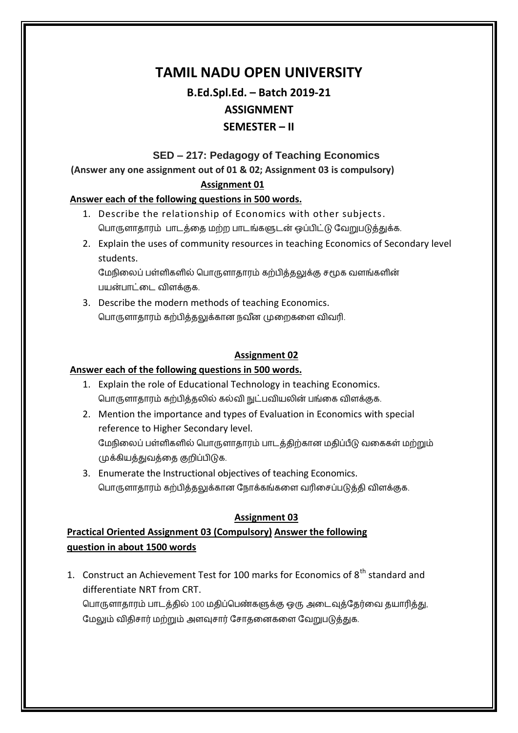# TAMIL NADU OPEN UNIVERSITY

## B.Ed.Spl.Ed. – Batch 2019-21

## ASSIGNMENT

## SEMESTER – II

### SED – 217: Pedagogy of Teaching Economics

**(Answer any one assignment out of 01 & 02; Assignment 03 is compulsory)**

**Assignment 01**

**Answer each of the following questions in 500 words.**

1. Describe the relationship of Economics with other subjects.
   பொருளாதாரம் பாடத்தை மற்ற பாடங்களுடன் ஒப்பிட்டு வேறுபடுத்துக்க.
2. Explain the uses of community resources in teaching Economics of Secondary level students.
   மேநிலைப் பள்ளிகளில் பொருளாதாரம் கற்பித்தலுக்கு சமூக வளங்களின் பயன்பாட்டை விளக்குக.
3. Describe the modern methods of teaching Economics.
   பொருளாதாரம் கற்பித்தலுக்கான நவீன முறைகளை விவரி.

**Assignment 02**

**Answer each of the following questions in 500 words.**

1. Explain the role of Educational Technology in teaching Economics.
   பொருளாதாரம் கற்பித்தலில் கல்வி நுட்பவியலின் பங்கை விளக்குக.
2. Mention the importance and types of Evaluation in Economics with special reference to Higher Secondary level.
   மேநிலைப் பள்ளிகளில் பொருளாதாரம் பாடத்திற்கான மதிப்பீடு வகைகள் மற்றும் முக்கியத்துவத்தை குறிப்பிடுக.
3. Enumerate the Instructional objectives of teaching Economics.
   பொருளாதாரம் கற்பித்தலுக்கான நோக்கங்களை வரிசைப்படுத்தி விளக்குக.

**Assignment 03**

**Practical Oriented Assignment 03 (Compulsory) Answer the following question in about 1500 words**

1. Construct an Achievement Test for 100 marks for Economics of 8th standard and differentiate NRT from CRT.
   பொருளாதாரம் பாடத்தில் 100 மதிப்பெண்களுக்கு ஒரு அடைவுத்தேர்வை தயாரித்து, மேலும் விதிசார் மற்றும் அளவுசார் சோதனைகளை வேறுபடுத்துக.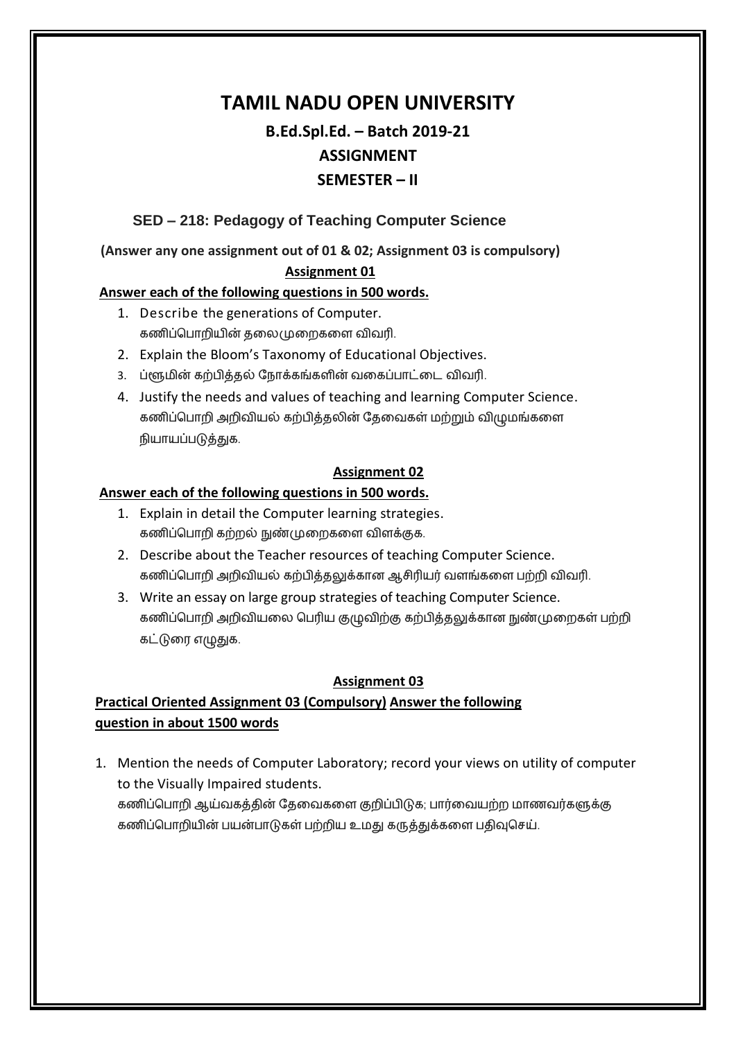# TAMIL NADU OPEN UNIVERSITY

## B.Ed.Spl.Ed. – Batch 2019-21

## ASSIGNMENT

## SEMESTER – II

### SED – 218: Pedagogy of Teaching Computer Science

**(Answer any one assignment out of 01 & 02; Assignment 03 is compulsory)**

**Assignment 01**

**Answer each of the following questions in 500 words.**

1. Describe the generations of Computer.
   கணிப்பொறியின் தலைமுறைகளை விவரி.
2. Explain the Bloom's Taxonomy of Educational Objectives.
3. ப்ளூமின் கற்பித்தல் நோக்கங்களின் வகைப்பாட்டை விவரி.
4. Justify the needs and values of teaching and learning Computer Science.
   கணிப்பொறி அறிவியல் கற்பித்தலின் தேவைகள் மற்றும் விழுமங்களை நியாயப்படுத்துக.

**Assignment 02**

**Answer each of the following questions in 500 words.**

1. Explain in detail the Computer learning strategies.
   கணிப்பொறி கற்றல் நுண்முறைகளை விளக்குக.
2. Describe about the Teacher resources of teaching Computer Science.
   கணிப்பொறி அறிவியல் கற்பித்தலுக்கான ஆசிரியர் வளங்களை பற்றி விவரி.
3. Write an essay on large group strategies of teaching Computer Science.
   கணிப்பொறி அறிவியலை பெரிய குழுவிற்கு கற்பித்தலுக்கான நுண்முறைகள் பற்றி கட்டுரை எழுதுக.

**Assignment 03**

**Practical Oriented Assignment 03 (Compulsory) Answer the following question in about 1500 words**

1. Mention the needs of Computer Laboratory; record your views on utility of computer to the Visually Impaired students.
   கணிப்பொறி ஆய்வகத்தின் தேவைகளை குறிப்பிடுக; பார்வையற்ற மாணவர்களுக்கு கணிப்பொறியின் பயன்பாடுகள் பற்றிய உமது கருத்துக்களை பதிவுசெய்.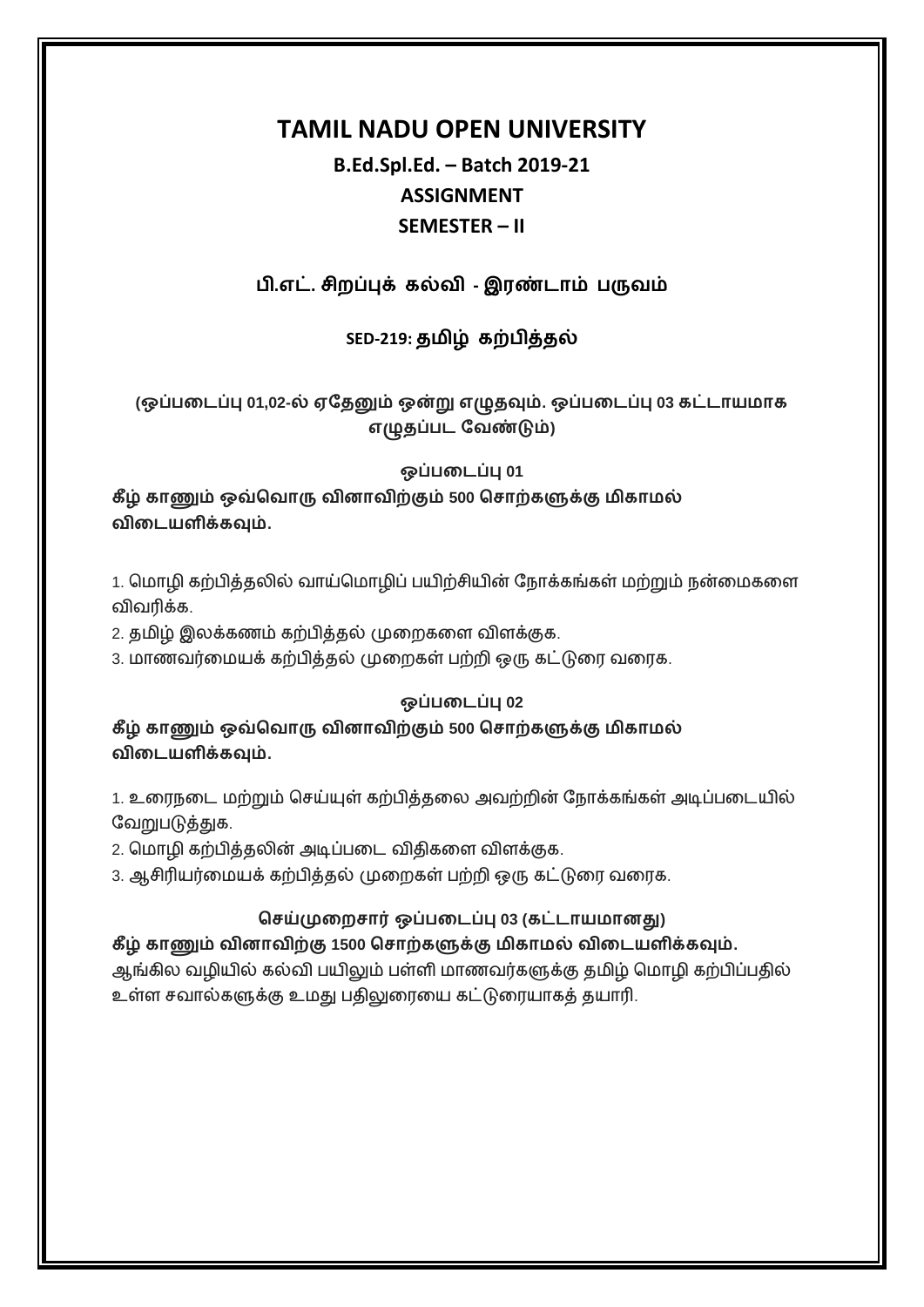# TAMIL NADU OPEN UNIVERSITY

## B.Ed.Spl.Ed. – Batch 2019-21

## ASSIGNMENT

## SEMESTER – II

### பி.எட். சிறப்புக் கல்வி - இரண்டாம் பருவம்

### SED-219: தமிழ் கற்பித்தல்

**(ஒப்படைப்பு 01,02-ல் ஏதேனும் ஒன்று எழுதவும். ஒப்படைப்பு 03 கட்டாயமாக எழுதப்பட வேண்டும்)**

**ஒப்படைப்பு 01**

**கீழ் காணும் ஒவ்வொரு வினாவிற்கும் 500 சொற்களுக்கு மிகாமல் விடையளிக்கவும்.**

1. மொழி கற்பித்தலில் வாய்மொழிப் பயிற்சியின் நோக்கங்கள் மற்றும் நன்மைகளை விவரிக்க.
2. தமிழ் இலக்கணம் கற்பித்தல் முறைகளை விளக்குக.
3. மாணவர்மையக் கற்பித்தல் முறைகள் பற்றி ஒரு கட்டுரை வரைக.

**ஒப்படைப்பு 02**

**கீழ் காணும் ஒவ்வொரு வினாவிற்கும் 500 சொற்களுக்கு மிகாமல் விடையளிக்கவும்.**

1. உரைநடை மற்றும் செய்யுள் கற்பித்தலை அவற்றின் நோக்கங்கள் அடிப்படையில் வேறுபடுத்துக.
2. மொழி கற்பித்தலின் அடிப்படை விதிகளை விளக்குக.
3. ஆசிரியர்மையக் கற்பித்தல் முறைகள் பற்றி ஒரு கட்டுரை வரைக.

**செய்முறைசார் ஒப்படைப்பு 03 (கட்டாயமானது)**

**கீழ் காணும் வினாவிற்கு 1500 சொற்களுக்கு மிகாமல் விடையளிக்கவும்.**

ஆங்கில வழியில் கல்வி பயிலும் பள்ளி மாணவர்களுக்கு தமிழ் மொழி கற்பிப்பதில் உள்ள சவால்களுக்கு உமது பதிலுரையை கட்டுரையாகத் தயாரி.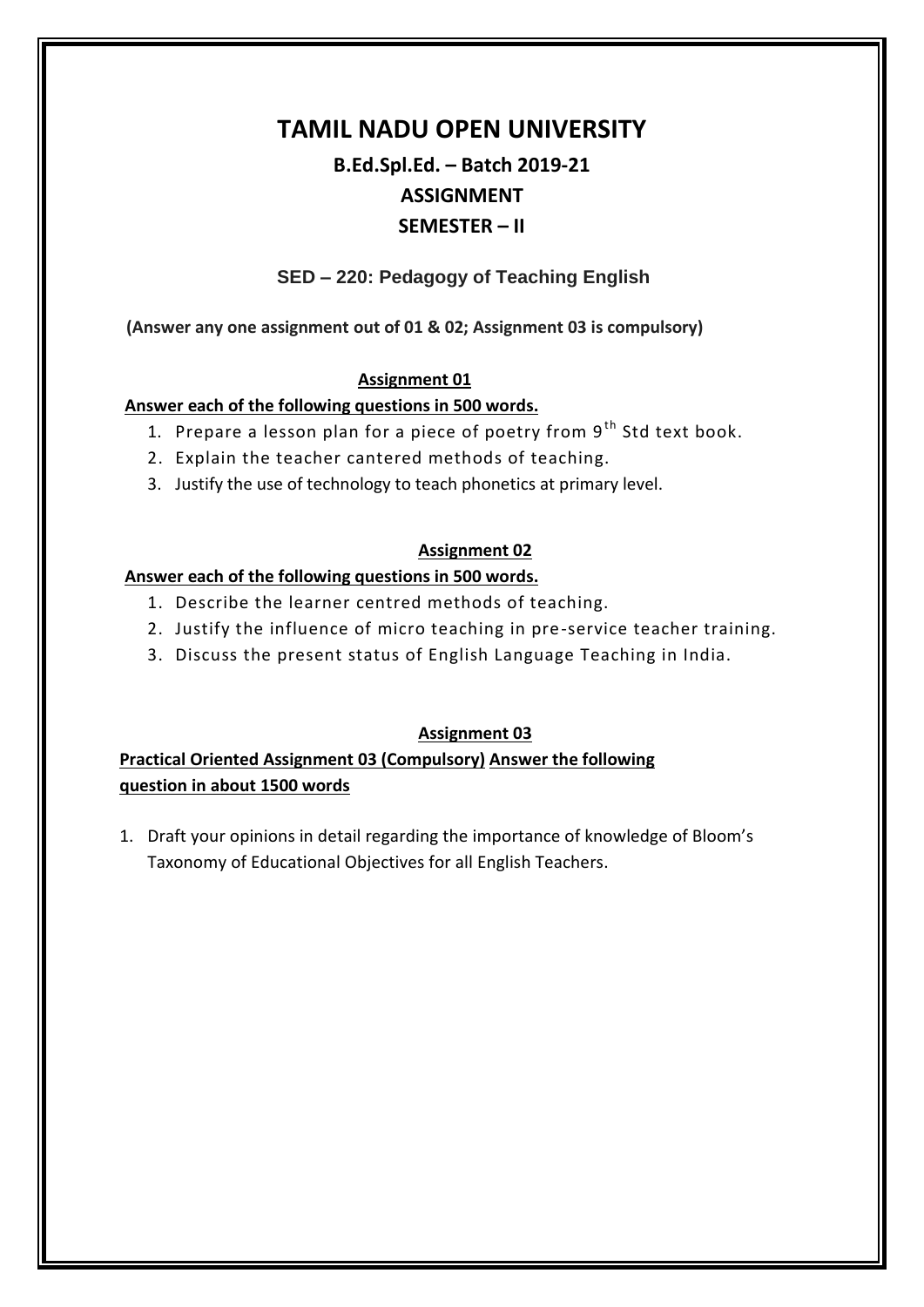# TAMIL NADU OPEN UNIVERSITY

## B.Ed.Spl.Ed. – Batch 2019-21

## ASSIGNMENT

## SEMESTER – II

### SED – 220: Pedagogy of Teaching English

**(Answer any one assignment out of 01 & 02; Assignment 03 is compulsory)**

**Assignment 01**

**Answer each of the following questions in 500 words.**

1. Prepare a lesson plan for a piece of poetry from 9th Std text book.
2. Explain the teacher cantered methods of teaching.
3. Justify the use of technology to teach phonetics at primary level.

**Assignment 02**

**Answer each of the following questions in 500 words.**

1. Describe the learner centred methods of teaching.
2. Justify the influence of micro teaching in pre-service teacher training.
3. Discuss the present status of English Language Teaching in India.

**Assignment 03**

**Practical Oriented Assignment 03 (Compulsory) Answer the following question in about 1500 words**

1. Draft your opinions in detail regarding the importance of knowledge of Bloom's Taxonomy of Educational Objectives for all English Teachers.